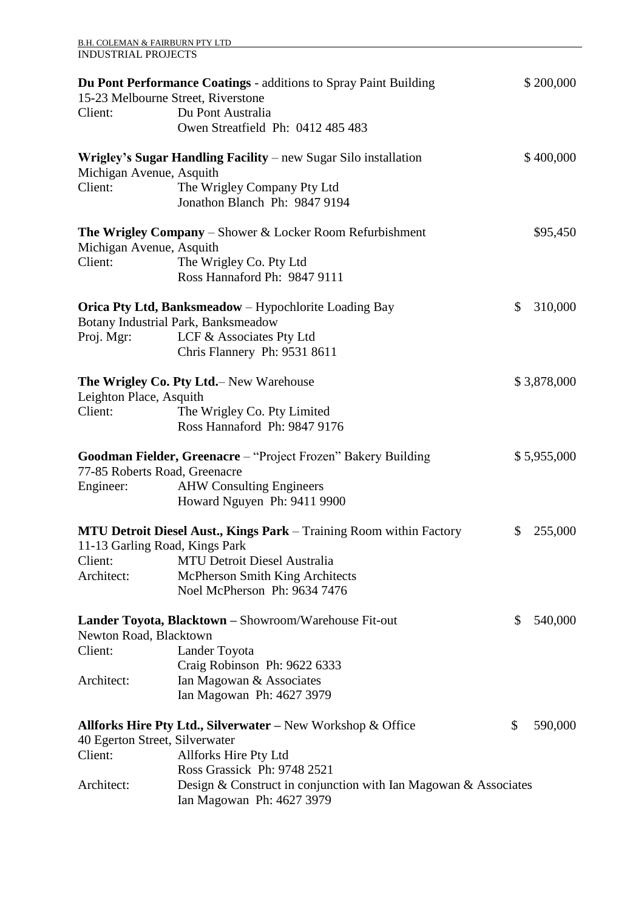B.H. COLEMAN & FAIRBURN PTY LTD
INDUSTRIAL PROJECTS

**Du Pont Performance Coatings** - additions to Spray Paint Building — $ 200,000
15-23 Melbourne Street, Riverstone
Client: Du Pont Australia
Owen Streatfield Ph: 0412 485 483

**Wrigley's Sugar Handling Facility** – new Sugar Silo installation — $ 400,000
Michigan Avenue, Asquith
Client: The Wrigley Company Pty Ltd
Jonathon Blanch Ph: 9847 9194

**The Wrigley Company** – Shower & Locker Room Refurbishment — $95,450
Michigan Avenue, Asquith
Client: The Wrigley Co. Pty Ltd
Ross Hannaford Ph: 9847 9111

**Orica Pty Ltd, Banksmeadow** – Hypochlorite Loading Bay — $ 310,000
Botany Industrial Park, Banksmeadow
Proj. Mgr: LCF & Associates Pty Ltd
Chris Flannery Ph: 9531 8611

**The Wrigley Co. Pty Ltd.**– New Warehouse — $ 3,878,000
Leighton Place, Asquith
Client: The Wrigley Co. Pty Limited
Ross Hannaford Ph: 9847 9176

**Goodman Fielder, Greenacre** – "Project Frozen" Bakery Building — $ 5,955,000
77-85 Roberts Road, Greenacre
Engineer: AHW Consulting Engineers
Howard Nguyen Ph: 9411 9900

**MTU Detroit Diesel Aust., Kings Park** – Training Room within Factory — $ 255,000
11-13 Garling Road, Kings Park
Client: MTU Detroit Diesel Australia
Architect: McPherson Smith King Architects
Noel McPherson Ph: 9634 7476

**Lander Toyota, Blacktown –** Showroom/Warehouse Fit-out — $ 540,000
Newton Road, Blacktown
Client: Lander Toyota
Craig Robinson Ph: 9622 6333
Architect: Ian Magowan & Associates
Ian Magowan Ph: 4627 3979

**Allforks Hire Pty Ltd., Silverwater –** New Workshop & Office — $ 590,000
40 Egerton Street, Silverwater
Client: Allforks Hire Pty Ltd
Ross Grassick Ph: 9748 2521
Architect: Design & Construct in conjunction with Ian Magowan & Associates
Ian Magowan Ph: 4627 3979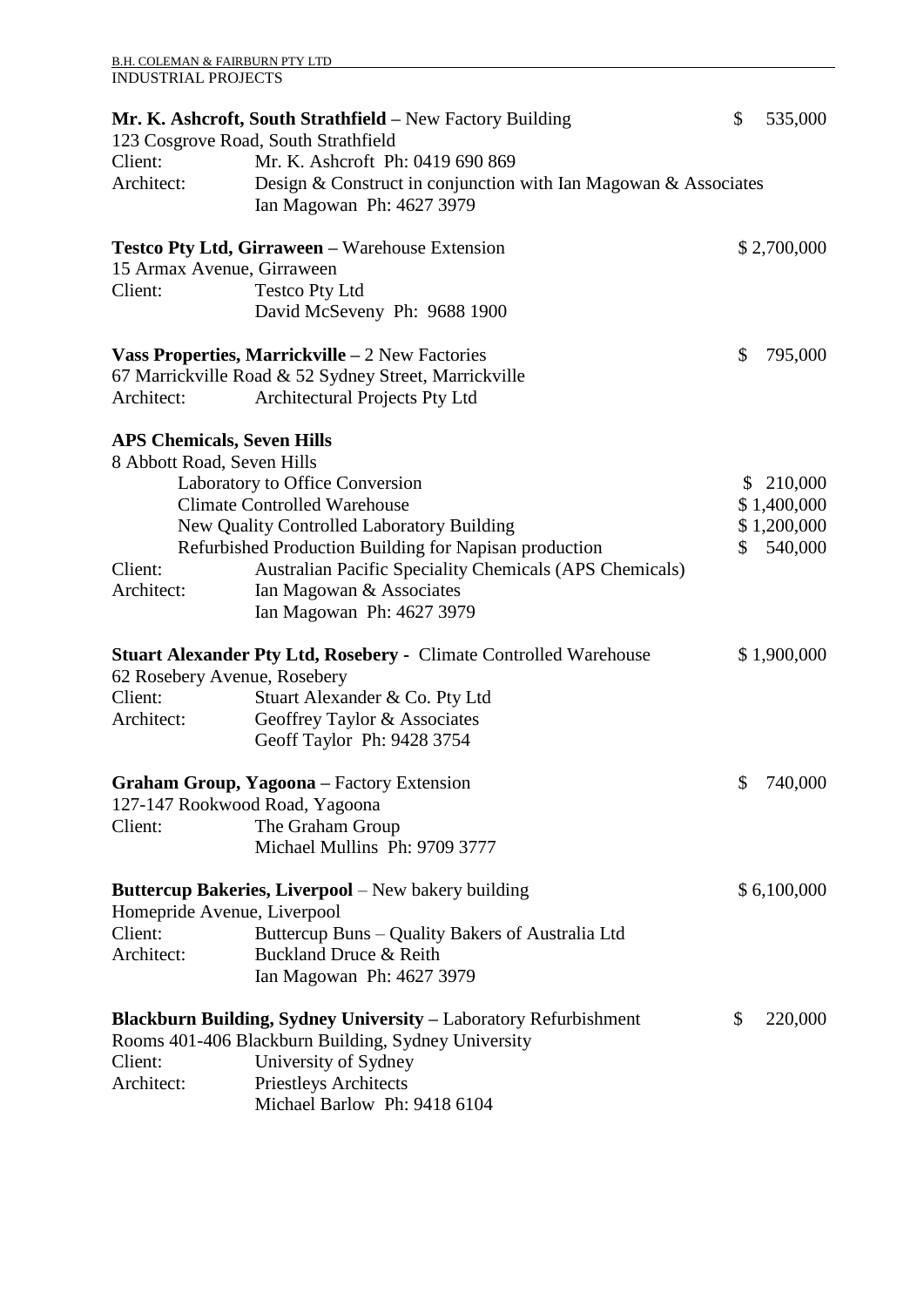**Mr. K. Ashcroft, South Strathfield** – New Factory Building $ 535,000
123 Cosgrove Road, South Strathfield
Client: Mr. K. Ashcroft Ph: 0419 690 869
Architect: Design & Construct in conjunction with Ian Magowan & Associates
Ian Magowan Ph: 4627 3979

**Testco Pty Ltd, Girraween** – Warehouse Extension $ 2,700,000
15 Armax Avenue, Girraween
Client: Testco Pty Ltd
David McSeveny Ph: 9688 1900

**Vass Properties, Marrickville** – 2 New Factories $ 795,000
67 Marrickville Road & 52 Sydney Street, Marrickville
Architect: Architectural Projects Pty Ltd

**APS Chemicals, Seven Hills**
8 Abbott Road, Seven Hills

| | |
|---|---|
| Laboratory to Office Conversion | $ 210,000 |
| Climate Controlled Warehouse | $ 1,400,000 |
| New Quality Controlled Laboratory Building | $ 1,200,000 |
| Refurbished Production Building for Napisan production | $ 540,000 |

Client: Australian Pacific Speciality Chemicals (APS Chemicals)
Architect: Ian Magowan & Associates
Ian Magowan Ph: 4627 3979

**Stuart Alexander Pty Ltd, Rosebery** - Climate Controlled Warehouse $ 1,900,000
62 Rosebery Avenue, Rosebery
Client: Stuart Alexander & Co. Pty Ltd
Architect: Geoffrey Taylor & Associates
Geoff Taylor Ph: 9428 3754

**Graham Group, Yagoona** – Factory Extension $ 740,000
127-147 Rookwood Road, Yagoona
Client: The Graham Group
Michael Mullins Ph: 9709 3777

**Buttercup Bakeries, Liverpool** – New bakery building $ 6,100,000
Homepride Avenue, Liverpool
Client: Buttercup Buns – Quality Bakers of Australia Ltd
Architect: Buckland Druce & Reith
Ian Magowan Ph: 4627 3979

**Blackburn Building, Sydney University** – Laboratory Refurbishment $ 220,000
Rooms 401-406 Blackburn Building, Sydney University
Client: University of Sydney
Architect: Priestleys Architects
Michael Barlow Ph: 9418 6104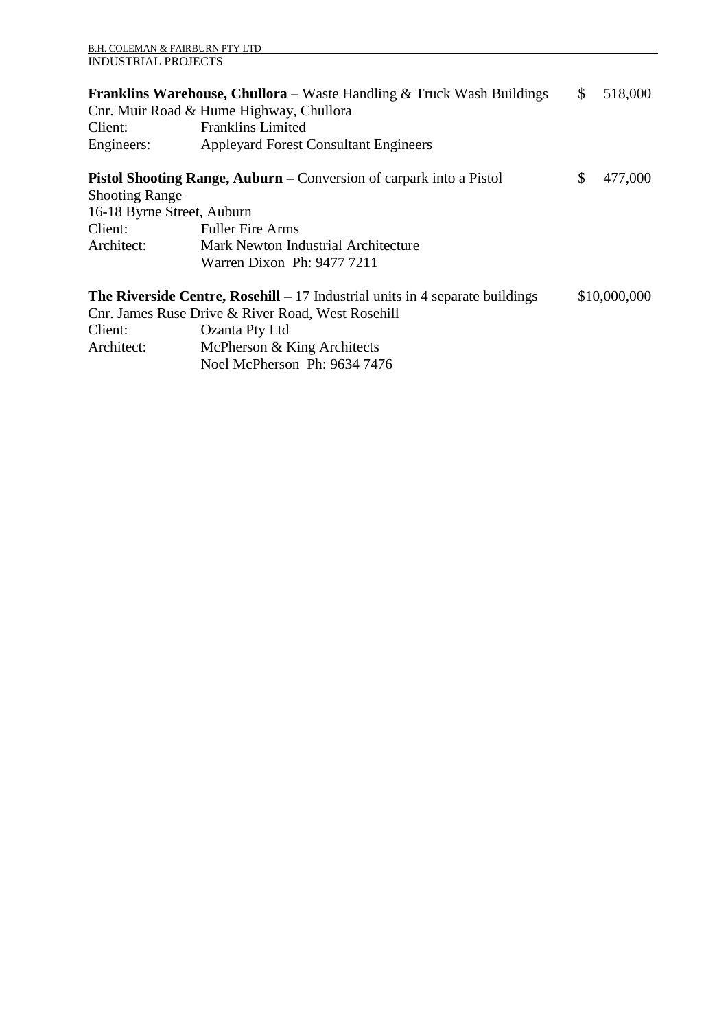**Franklins Warehouse, Chullora** – Waste Handling & Truck Wash Buildings $ 518,000

Cnr. Muir Road & Hume Highway, Chullora

Client: Franklins Limited

Engineers: Appleyard Forest Consultant Engineers

**Pistol Shooting Range, Auburn** – Conversion of carpark into a Pistol Shooting Range $ 477,000

16-18 Byrne Street, Auburn

Client: Fuller Fire Arms

Architect: Mark Newton Industrial Architecture
Warren Dixon Ph: 9477 7211

**The Riverside Centre, Rosehill** – 17 Industrial units in 4 separate buildings $10,000,000

Cnr. James Ruse Drive & River Road, West Rosehill

Client: Ozanta Pty Ltd

Architect: McPherson & King Architects
Noel McPherson Ph: 9634 7476